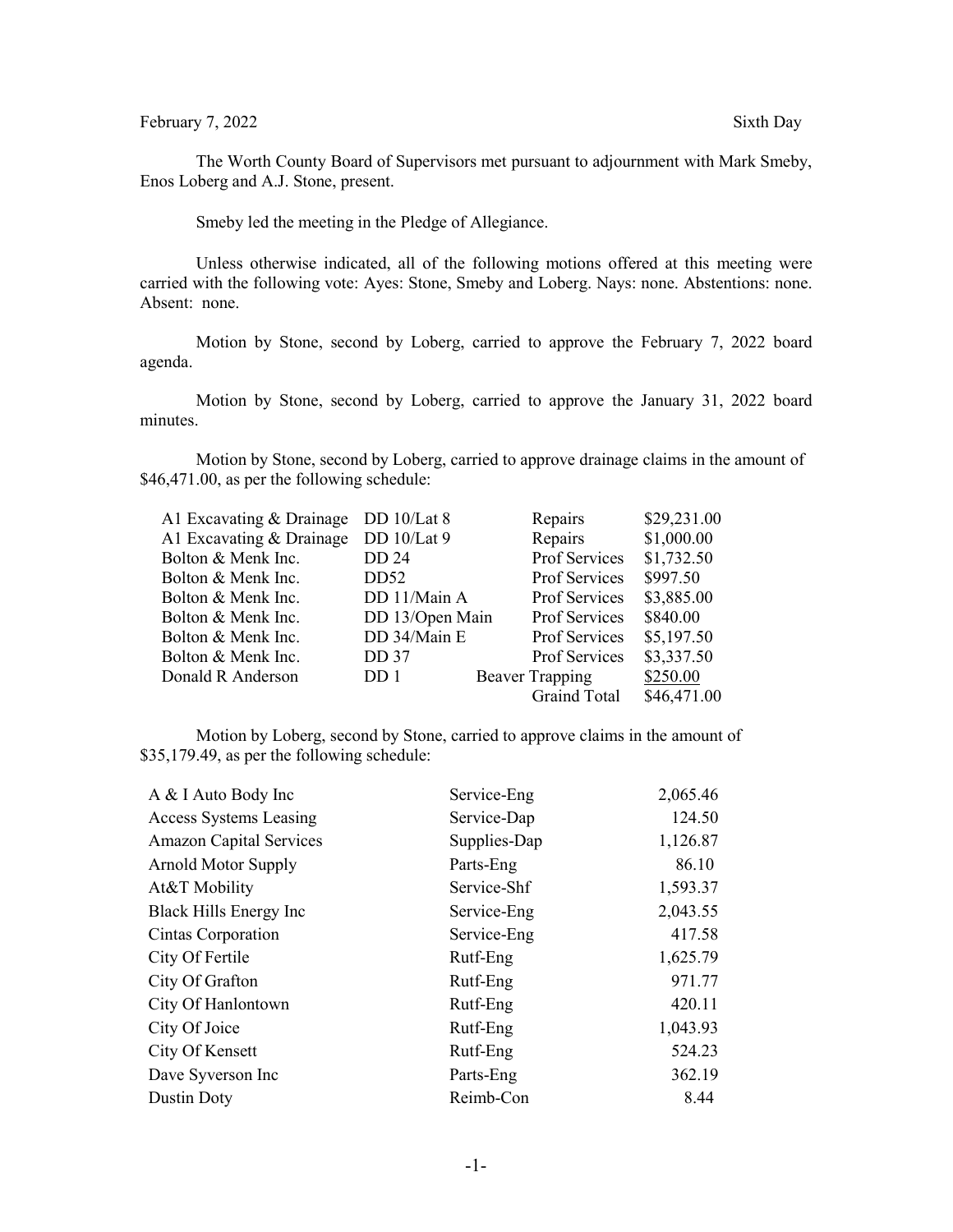February 7, 2022 Sixth Day

The Worth County Board of Supervisors met pursuant to adjournment with Mark Smeby, Enos Loberg and A.J. Stone, present.

Smeby led the meeting in the Pledge of Allegiance.

Unless otherwise indicated, all of the following motions offered at this meeting were carried with the following vote: Ayes: Stone, Smeby and Loberg. Nays: none. Abstentions: none. Absent: none.

Motion by Stone, second by Loberg, carried to approve the February 7, 2022 board agenda.

Motion by Stone, second by Loberg, carried to approve the January 31, 2022 board minutes.

Motion by Stone, second by Loberg, carried to approve drainage claims in the amount of $46,471.00, as per the following schedule:

| | | | |
|---|---|---|---|
| A1 Excavating & Drainage | DD 10/Lat 8 | Repairs | $29,231.00 |
| A1 Excavating & Drainage | DD 10/Lat 9 | Repairs | $1,000.00 |
| Bolton & Menk Inc. | DD 24 | Prof Services | $1,732.50 |
| Bolton & Menk Inc. | DD52 | Prof Services | $997.50 |
| Bolton & Menk Inc. | DD 11/Main A | Prof Services | $3,885.00 |
| Bolton & Menk Inc. | DD 13/Open Main | Prof Services | $840.00 |
| Bolton & Menk Inc. | DD 34/Main E | Prof Services | $5,197.50 |
| Bolton & Menk Inc. | DD 37 | Prof Services | $3,337.50 |
| Donald R Anderson | DD 1 | Beaver Trapping | $250.00 |
| | | Graind Total | $46,471.00 |

Motion by Loberg, second by Stone, carried to approve claims in the amount of $35,179.49, as per the following schedule:

| | | |
|---|---|---|
| A & I Auto Body Inc | Service-Eng | 2,065.46 |
| Access Systems Leasing | Service-Dap | 124.50 |
| Amazon Capital Services | Supplies-Dap | 1,126.87 |
| Arnold Motor Supply | Parts-Eng | 86.10 |
| At&T Mobility | Service-Shf | 1,593.37 |
| Black Hills Energy Inc | Service-Eng | 2,043.55 |
| Cintas Corporation | Service-Eng | 417.58 |
| City Of Fertile | Rutf-Eng | 1,625.79 |
| City Of Grafton | Rutf-Eng | 971.77 |
| City Of Hanlontown | Rutf-Eng | 420.11 |
| City Of Joice | Rutf-Eng | 1,043.93 |
| City Of Kensett | Rutf-Eng | 524.23 |
| Dave Syverson Inc | Parts-Eng | 362.19 |
| Dustin Doty | Reimb-Con | 8.44 |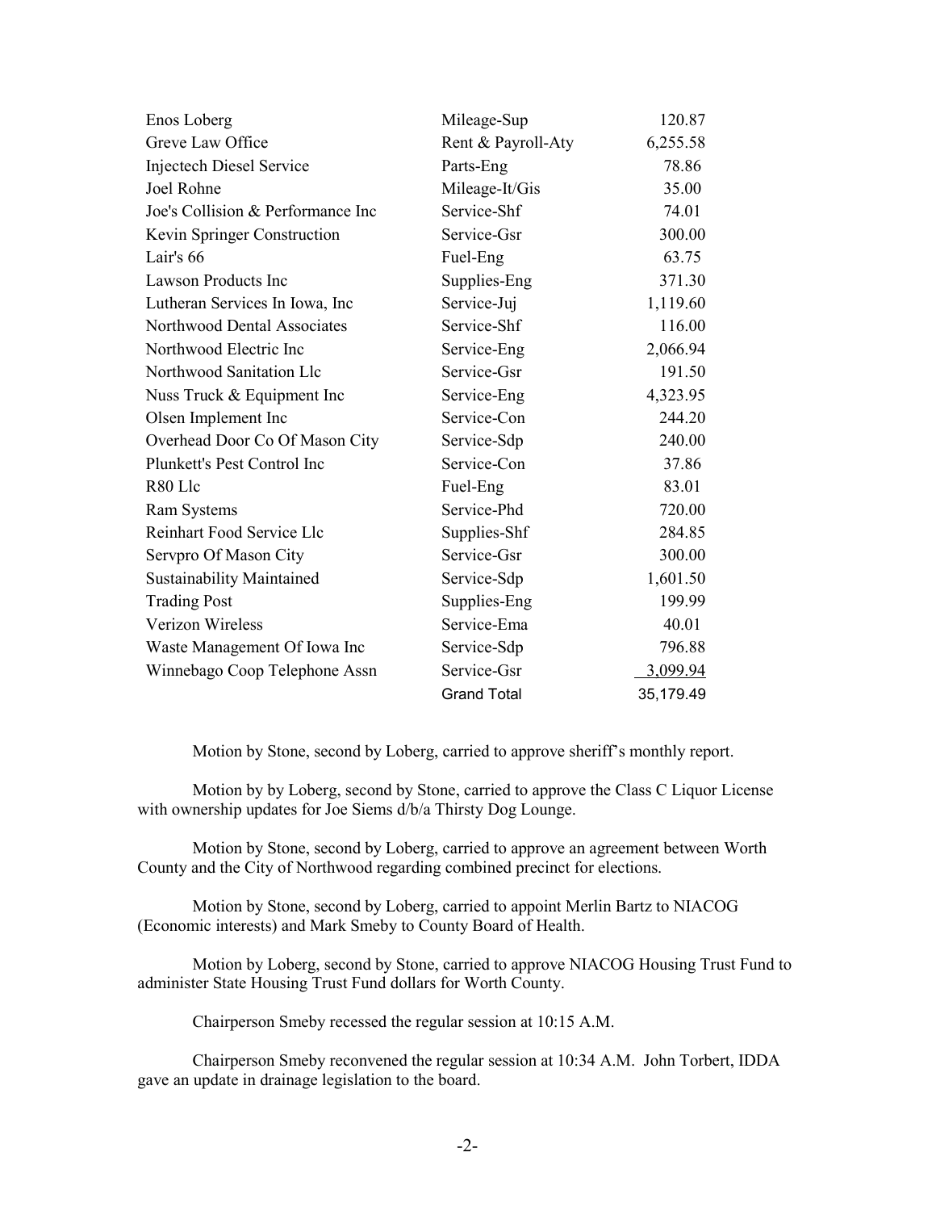| | | |
|---|---|---|
| Enos Loberg | Mileage-Sup | 120.87 |
| Greve Law Office | Rent & Payroll-Aty | 6,255.58 |
| Injectech Diesel Service | Parts-Eng | 78.86 |
| Joel Rohne | Mileage-It/Gis | 35.00 |
| Joe's Collision & Performance Inc | Service-Shf | 74.01 |
| Kevin Springer Construction | Service-Gsr | 300.00 |
| Lair's 66 | Fuel-Eng | 63.75 |
| Lawson Products Inc | Supplies-Eng | 371.30 |
| Lutheran Services In Iowa, Inc | Service-Juj | 1,119.60 |
| Northwood Dental Associates | Service-Shf | 116.00 |
| Northwood Electric Inc | Service-Eng | 2,066.94 |
| Northwood Sanitation Llc | Service-Gsr | 191.50 |
| Nuss Truck & Equipment Inc | Service-Eng | 4,323.95 |
| Olsen Implement Inc | Service-Con | 244.20 |
| Overhead Door Co Of Mason City | Service-Sdp | 240.00 |
| Plunkett's Pest Control Inc | Service-Con | 37.86 |
| R80 Llc | Fuel-Eng | 83.01 |
| Ram Systems | Service-Phd | 720.00 |
| Reinhart Food Service Llc | Supplies-Shf | 284.85 |
| Servpro Of Mason City | Service-Gsr | 300.00 |
| Sustainability Maintained | Service-Sdp | 1,601.50 |
| Trading Post | Supplies-Eng | 199.99 |
| Verizon Wireless | Service-Ema | 40.01 |
| Waste Management Of Iowa Inc | Service-Sdp | 796.88 |
| Winnebago Coop Telephone Assn | Service-Gsr | 3,099.94 |
| | Grand Total | 35,179.49 |

Motion by Stone, second by Loberg, carried to approve sheriff's monthly report.

Motion by by Loberg, second by Stone, carried to approve the Class C Liquor License with ownership updates for Joe Siems d/b/a Thirsty Dog Lounge.

Motion by Stone, second by Loberg, carried to approve an agreement between Worth County and the City of Northwood regarding combined precinct for elections.

Motion by Stone, second by Loberg, carried to appoint Merlin Bartz to NIACOG (Economic interests) and Mark Smeby to County Board of Health.

Motion by Loberg, second by Stone, carried to approve NIACOG Housing Trust Fund to administer State Housing Trust Fund dollars for Worth County.

Chairperson Smeby recessed the regular session at 10:15 A.M.

Chairperson Smeby reconvened the regular session at 10:34 A.M. John Torbert, IDDA gave an update in drainage legislation to the board.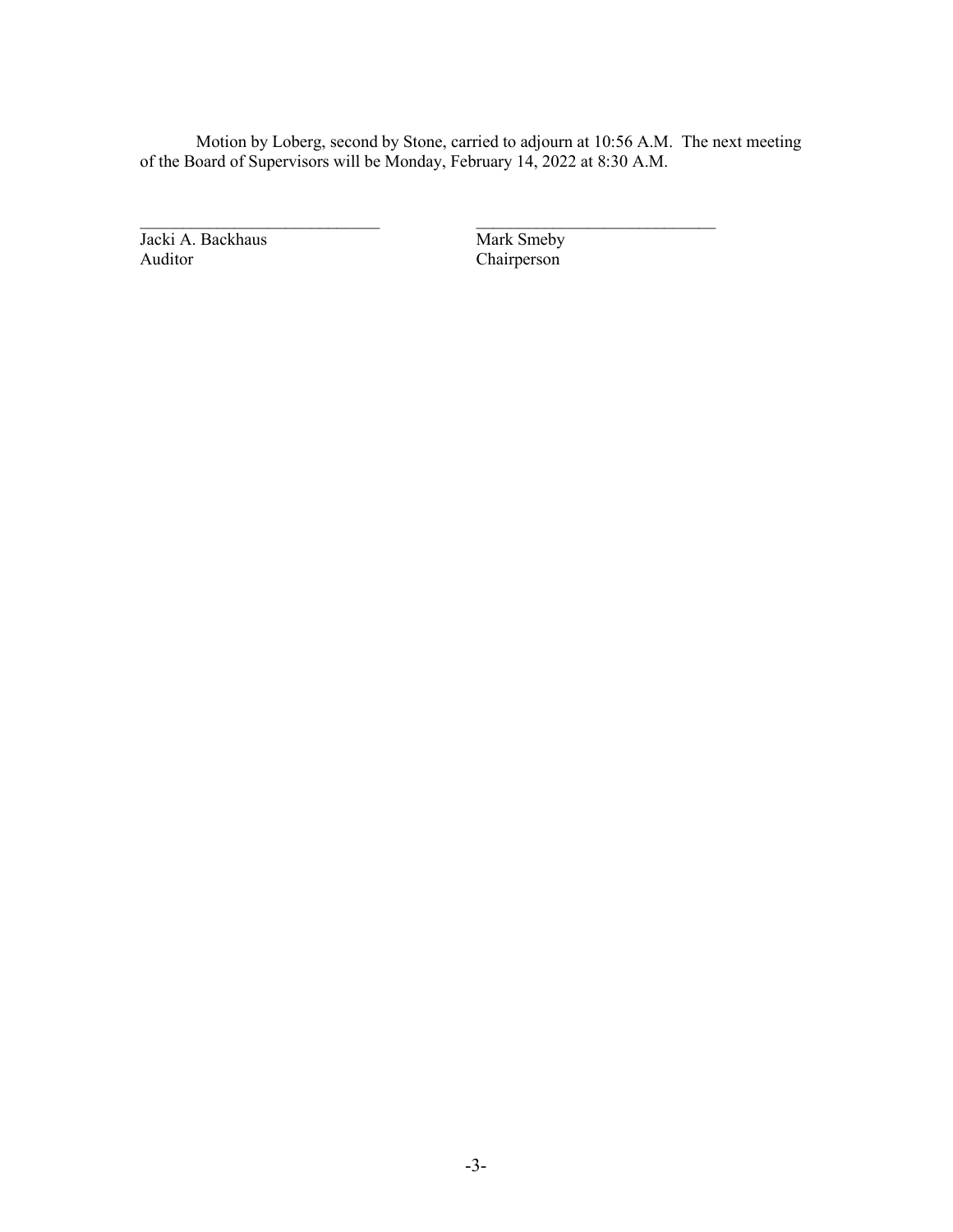Motion by Loberg, second by Stone, carried to adjourn at 10:56 A.M. The next meeting of the Board of Supervisors will be Monday, February 14, 2022 at 8:30 A.M.

| | |
|---|---|
| \_\_\_\_\_\_\_\_\_\_\_\_\_\_\_\_\_\_\_\_\_\_\_\_\_\_\_\_ | \_\_\_\_\_\_\_\_\_\_\_\_\_\_\_\_\_\_\_\_\_\_\_\_\_\_\_\_ |
| Jacki A. Backhaus | Mark Smeby |
| Auditor | Chairperson |